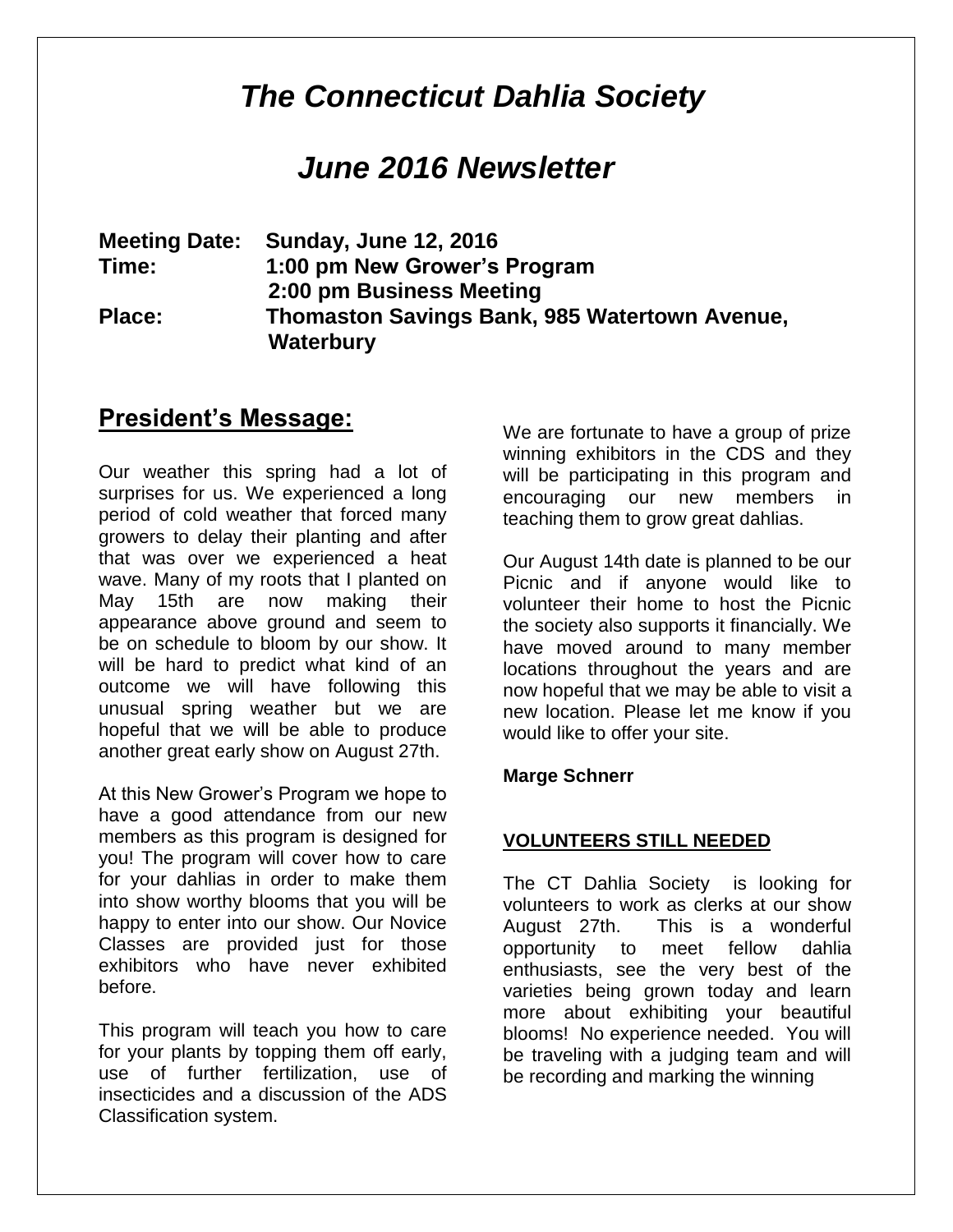# *The Connecticut Dahlia Society*

# *June 2016 Newsletter*

**Meeting Date:** **Sunday, June 12, 2016**
**Time:** **1:00 pm New Grower's Program**
**2:00 pm Business Meeting**
**Place:** **Thomaston Savings Bank, 985 Watertown Avenue, Waterbury**

## President's Message:

Our weather this spring had a lot of surprises for us. We experienced a long period of cold weather that forced many growers to delay their planting and after that was over we experienced a heat wave. Many of my roots that I planted on May 15th are now making their appearance above ground and seem to be on schedule to bloom by our show. It will be hard to predict what kind of an outcome we will have following this unusual spring weather but we are hopeful that we will be able to produce another great early show on August 27th.

At this New Grower's Program we hope to have a good attendance from our new members as this program is designed for you! The program will cover how to care for your dahlias in order to make them into show worthy blooms that you will be happy to enter into our show. Our Novice Classes are provided just for those exhibitors who have never exhibited before.

This program will teach you how to care for your plants by topping them off early, use of further fertilization, use of insecticides and a discussion of the ADS Classification system.

We are fortunate to have a group of prize winning exhibitors in the CDS and they will be participating in this program and encouraging our new members in teaching them to grow great dahlias.

Our August 14th date is planned to be our Picnic and if anyone would like to volunteer their home to host the Picnic the society also supports it financially. We have moved around to many member locations throughout the years and are now hopeful that we may be able to visit a new location. Please let me know if you would like to offer your site.

**Marge Schnerr**

**VOLUNTEERS STILL NEEDED**

The CT Dahlia Society is looking for volunteers to work as clerks at our show August 27th. This is a wonderful opportunity to meet fellow dahlia enthusiasts, see the very best of the varieties being grown today and learn more about exhibiting your beautiful blooms! No experience needed. You will be traveling with a judging team and will be recording and marking the winning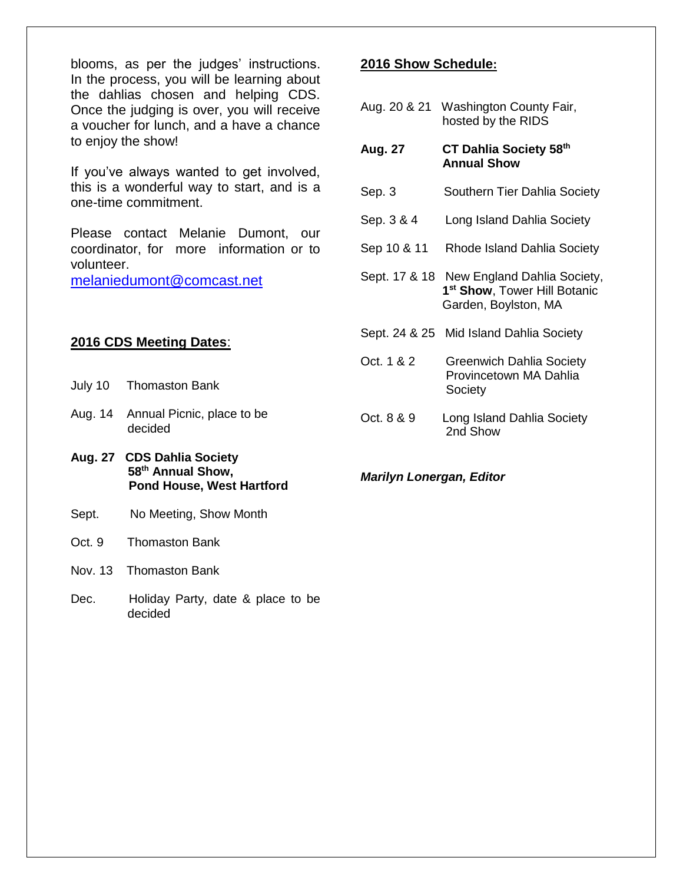blooms, as per the judges' instructions. In the process, you will be learning about the dahlias chosen and helping CDS. Once the judging is over, you will receive a voucher for lunch, and a have a chance to enjoy the show!

If you've always wanted to get involved, this is a wonderful way to start, and is a one-time commitment.

Please contact Melanie Dumont, our coordinator, for more information or to volunteer.
melaniedumont@comcast.net

**2016 CDS Meeting Dates**:

| | |
|---|---|
| July 10 | Thomaston Bank |
| Aug. 14 | Annual Picnic, place to be decided |
| **Aug. 27** | **CDS Dahlia Society 58th Annual Show, Pond House, West Hartford** |
| Sept. | No Meeting, Show Month |
| Oct. 9 | Thomaston Bank |
| Nov. 13 | Thomaston Bank |
| Dec. | Holiday Party, date & place to be decided |

**2016 Show Schedule:**

| | |
|---|---|
| Aug. 20 & 21 | Washington County Fair, hosted by the RIDS |
| **Aug. 27** | **CT Dahlia Society 58th Annual Show** |
| Sep. 3 | Southern Tier Dahlia Society |
| Sep. 3 & 4 | Long Island Dahlia Society |
| Sep 10 & 11 | Rhode Island Dahlia Society |
| Sept. 17 & 18 | New England Dahlia Society, **1st Show**, Tower Hill Botanic Garden, Boylston, MA |
| Sept. 24 & 25 | Mid Island Dahlia Society |
| Oct. 1 & 2 | Greenwich Dahlia Society Provincetown MA Dahlia Society |
| Oct. 8 & 9 | Long Island Dahlia Society 2nd Show |

***Marilyn Lonergan, Editor***